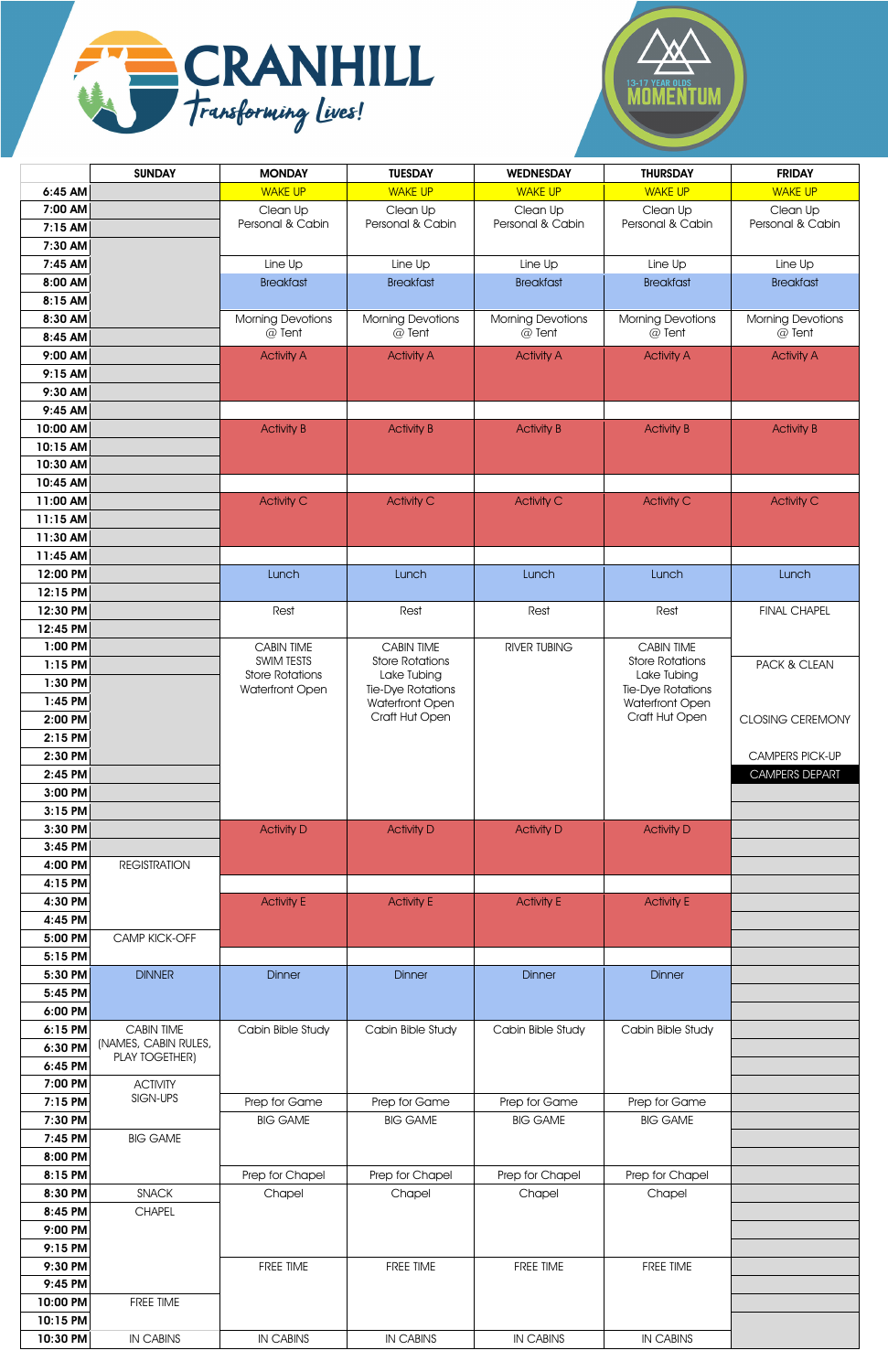# CRANHILL

*Transforming Lives!*

13-17 YEAR OLDS

MOMENTUM

| | SUNDAY | MONDAY | TUESDAY | WEDNESDAY | THURSDAY | FRIDAY |
|---|---|---|---|---|---|---|
| 6:45 AM | | WAKE UP | WAKE UP | WAKE UP | WAKE UP | WAKE UP |
| 7:00 AM | | Clean Up Personal & Cabin | Clean Up Personal & Cabin | Clean Up Personal & Cabin | Clean Up Personal & Cabin | Clean Up Personal & Cabin |
| 7:15 AM | | | | | | |
| 7:30 AM | | | | | | |
| 7:45 AM | | Line Up | Line Up | Line Up | Line Up | Line Up |
| 8:00 AM | | Breakfast | Breakfast | Breakfast | Breakfast | Breakfast |
| 8:15 AM | | | | | | |
| 8:30 AM | | Morning Devotions @ Tent | Morning Devotions @ Tent | Morning Devotions @ Tent | Morning Devotions @ Tent | Morning Devotions @ Tent |
| 8:45 AM | | | | | | |
| 9:00 AM | | Activity A | Activity A | Activity A | Activity A | Activity A |
| 9:15 AM | | | | | | |
| 9:30 AM | | | | | | |
| 9:45 AM | | | | | | |
| 10:00 AM | | Activity B | Activity B | Activity B | Activity B | Activity B |
| 10:15 AM | | | | | | |
| 10:30 AM | | | | | | |
| 10:45 AM | | | | | | |
| 11:00 AM | | Activity C | Activity C | Activity C | Activity C | Activity C |
| 11:15 AM | | | | | | |
| 11:30 AM | | | | | | |
| 11:45 AM | | | | | | |
| 12:00 PM | | Lunch | Lunch | Lunch | Lunch | Lunch |
| 12:15 PM | | | | | | |
| 12:30 PM | | Rest | Rest | Rest | Rest | FINAL CHAPEL |
| 12:45 PM | | | | | | |
| 1:00 PM | | CABIN TIME SWIM TESTS Store Rotations Waterfront Open | CABIN TIME Store Rotations Lake Tubing Tie-Dye Rotations Waterfront Open Craft Hut Open | RIVER TUBING | CABIN TIME Store Rotations Lake Tubing Tie-Dye Rotations Waterfront Open Craft Hut Open | |
| 1:15 PM | | | | | | PACK & CLEAN |
| 1:30 PM | | | | | | |
| 1:45 PM | | | | | | |
| 2:00 PM | | | | | | CLOSING CEREMONY |
| 2:15 PM | | | | | | |
| 2:30 PM | | | | | | CAMPERS PICK-UP |
| 2:45 PM | | | | | | CAMPERS DEPART |
| 3:00 PM | | | | | | |
| 3:15 PM | | | | | | |
| 3:30 PM | | Activity D | Activity D | Activity D | Activity D | |
| 3:45 PM | | | | | | |
| 4:00 PM | REGISTRATION | | | | | |
| 4:15 PM | | | | | | |
| 4:30 PM | | Activity E | Activity E | Activity E | Activity E | |
| 4:45 PM | | | | | | |
| 5:00 PM | CAMP KICK-OFF | | | | | |
| 5:15 PM | | | | | | |
| 5:30 PM | DINNER | Dinner | Dinner | Dinner | Dinner | |
| 5:45 PM | | | | | | |
| 6:00 PM | | | | | | |
| 6:15 PM | CABIN TIME (NAMES, CABIN RULES, PLAY TOGETHER) | Cabin Bible Study | Cabin Bible Study | Cabin Bible Study | Cabin Bible Study | |
| 6:30 PM | | | | | | |
| 6:45 PM | | | | | | |
| 7:00 PM | ACTIVITY SIGN-UPS | | | | | |
| 7:15 PM | | Prep for Game | Prep for Game | Prep for Game | Prep for Game | |
| 7:30 PM | | BIG GAME | BIG GAME | BIG GAME | BIG GAME | |
| 7:45 PM | BIG GAME | | | | | |
| 8:00 PM | | | | | | |
| 8:15 PM | | Prep for Chapel | Prep for Chapel | Prep for Chapel | Prep for Chapel | |
| 8:30 PM | SNACK | Chapel | Chapel | Chapel | Chapel | |
| 8:45 PM | CHAPEL | | | | | |
| 9:00 PM | | | | | | |
| 9:15 PM | | | | | | |
| 9:30 PM | | FREE TIME | FREE TIME | FREE TIME | FREE TIME | |
| 9:45 PM | | | | | | |
| 10:00 PM | FREE TIME | | | | | |
| 10:15 PM | | | | | | |
| 10:30 PM | IN CABINS | IN CABINS | IN CABINS | IN CABINS | IN CABINS | |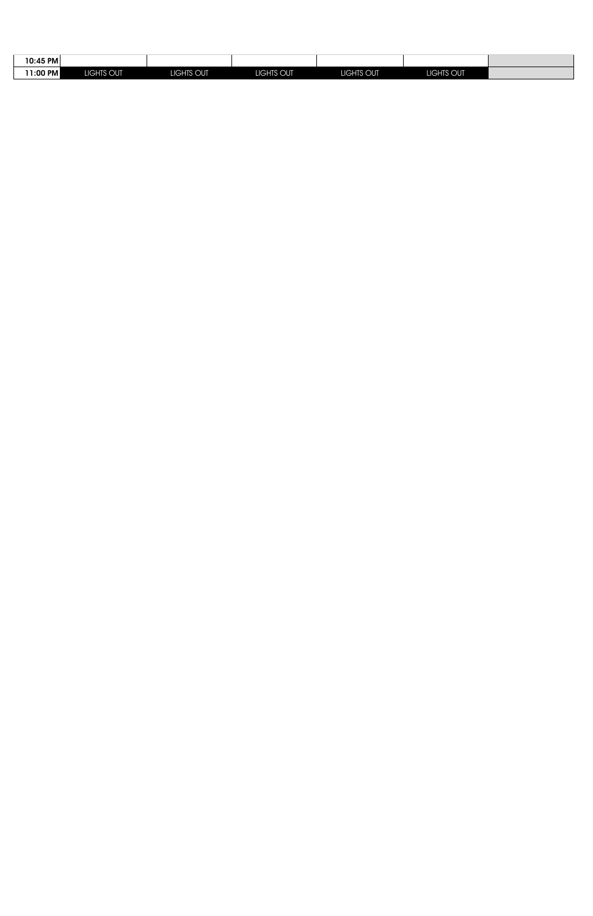| | | | | | | |
|---|---|---|---|---|---|---|
| **10:45 PM** | | | | | | |
| **11:00 PM** | LIGHTS OUT | LIGHTS OUT | LIGHTS OUT | LIGHTS OUT | LIGHTS OUT | |